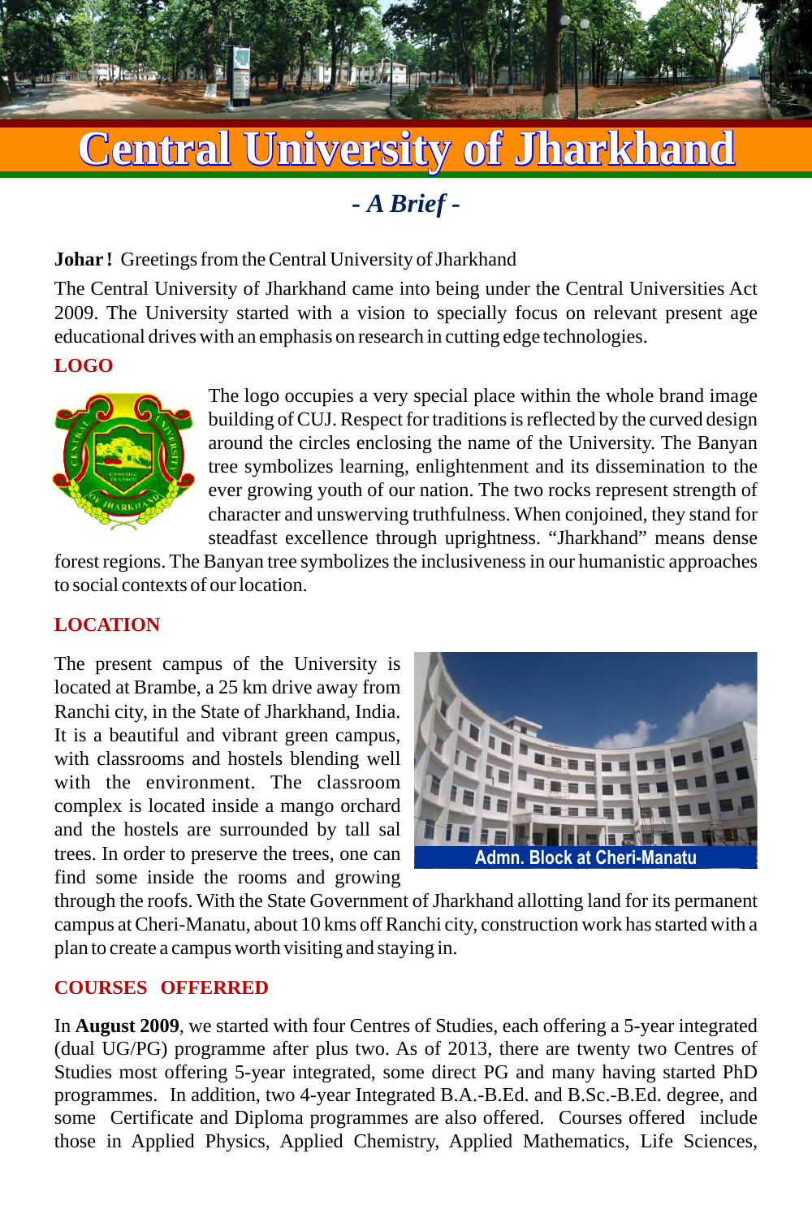# Central University of Jharkhand

## *- A Brief -*

**Johar !** Greetings from the Central University of Jharkhand

The Central University of Jharkhand came into being under the Central Universities Act 2009. The University started with a vision to specially focus on relevant present age educational drives with an emphasis on research in cutting edge technologies.

### LOGO

The logo occupies a very special place within the whole brand image building of CUJ. Respect for traditions is reflected by the curved design around the circles enclosing the name of the University. The Banyan tree symbolizes learning, enlightenment and its dissemination to the ever growing youth of our nation. The two rocks represent strength of character and unswerving truthfulness. When conjoined, they stand for steadfast excellence through uprightness. "Jharkhand" means dense forest regions. The Banyan tree symbolizes the inclusiveness in our humanistic approaches to social contexts of our location.

### LOCATION

The present campus of the University is located at Brambe, a 25 km drive away from Ranchi city, in the State of Jharkhand, India. It is a beautiful and vibrant green campus, with classrooms and hostels blending well with the environment. The classroom complex is located inside a mango orchard and the hostels are surrounded by tall sal trees. In order to preserve the trees, one can find some inside the rooms and growing through the roofs. With the State Government of Jharkhand allotting land for its permanent campus at Cheri-Manatu, about 10 kms off Ranchi city, construction work has started with a plan to create a campus worth visiting and staying in.

Admn. Block at Cheri-Manatu

### COURSES OFFERRED

In **August 2009**, we started with four Centres of Studies, each offering a 5-year integrated (dual UG/PG) programme after plus two. As of 2013, there are twenty two Centres of Studies most offering 5-year integrated, some direct PG and many having started PhD programmes. In addition, two 4-year Integrated B.A.-B.Ed. and B.Sc.-B.Ed. degree, and some Certificate and Diploma programmes are also offered. Courses offered include those in Applied Physics, Applied Chemistry, Applied Mathematics, Life Sciences,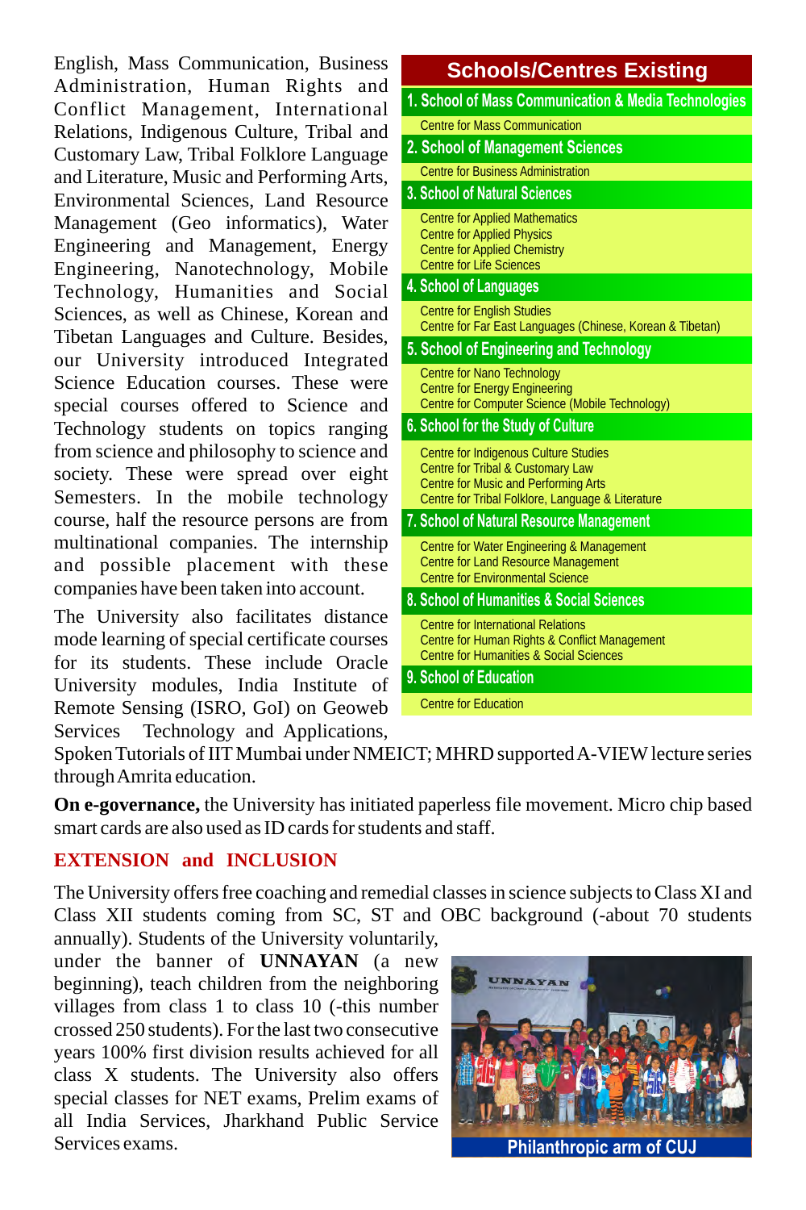English, Mass Communication, Business Administration, Human Rights and Conflict Management, International Relations, Indigenous Culture, Tribal and Customary Law, Tribal Folklore Language and Literature, Music and Performing Arts, Environmental Sciences, Land Resource Management (Geo informatics), Water Engineering and Management, Energy Engineering, Nanotechnology, Mobile Technology, Humanities and Social Sciences, as well as Chinese, Korean and Tibetan Languages and Culture. Besides, our University introduced Integrated Science Education courses. These were special courses offered to Science and Technology students on topics ranging from science and philosophy to science and society. These were spread over eight Semesters. In the mobile technology course, half the resource persons are from multinational companies. The internship and possible placement with these companies have been taken into account.

The University also facilitates distance mode learning of special certificate courses for its students. These include Oracle University modules, India Institute of Remote Sensing (ISRO, GoI) on Geoweb Services Technology and Applications, Spoken Tutorials of IIT Mumbai under NMEICT; MHRD supported A-VIEW lecture series through Amrita education.

**Schools/Centres Existing**

**1. School of Mass Communication & Media Technologies**
- Centre for Mass Communication

**2. School of Management Sciences**
- Centre for Business Administration

**3. School of Natural Sciences**
- Centre for Applied Mathematics
- Centre for Applied Physics
- Centre for Applied Chemistry
- Centre for Life Sciences

**4. School of Languages**
- Centre for English Studies
- Centre for Far East Languages (Chinese, Korean & Tibetan)

**5. School of Engineering and Technology**
- Centre for Nano Technology
- Centre for Energy Engineering
- Centre for Computer Science (Mobile Technology)

**6. School for the Study of Culture**
- Centre for Indigenous Culture Studies
- Centre for Tribal & Customary Law
- Centre for Music and Performing Arts
- Centre for Tribal Folklore, Language & Literature

**7. School of Natural Resource Management**
- Centre for Water Engineering & Management
- Centre for Land Resource Management
- Centre for Environmental Science

**8. School of Humanities & Social Sciences**
- Centre for International Relations
- Centre for Human Rights & Conflict Management
- Centre for Humanities & Social Sciences

**9. School of Education**
- Centre for Education

**On e-governance,** the University has initiated paperless file movement. Micro chip based smart cards are also used as ID cards for students and staff.

## EXTENSION and INCLUSION

The University offers free coaching and remedial classes in science subjects to Class XI and Class XII students coming from SC, ST and OBC background (-about 70 students annually). Students of the University voluntarily, under the banner of **UNNAYAN** (a new beginning), teach children from the neighboring villages from class 1 to class 10 (-this number crossed 250 students). For the last two consecutive years 100% first division results achieved for all class X students. The University also offers special classes for NET exams, Prelim exams of all India Services, Jharkhand Public Service Services exams.

Philanthropic arm of CUJ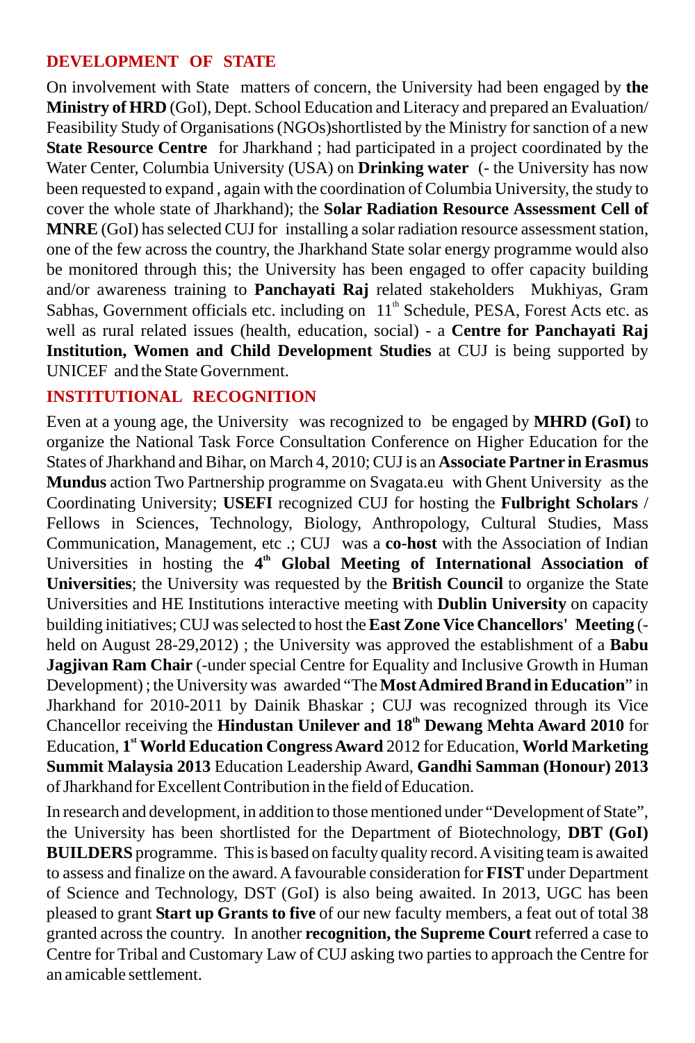## DEVELOPMENT OF STATE

On involvement with State matters of concern, the University had been engaged by **the Ministry of HRD** (GoI), Dept. School Education and Literacy and prepared an Evaluation/ Feasibility Study of Organisations (NGOs)shortlisted by the Ministry for sanction of a new **State Resource Centre** for Jharkhand ; had participated in a project coordinated by the Water Center, Columbia University (USA) on **Drinking water** (- the University has now been requested to expand , again with the coordination of Columbia University, the study to cover the whole state of Jharkhand); the **Solar Radiation Resource Assessment Cell of MNRE** (GoI) has selected CUJ for installing a solar radiation resource assessment station, one of the few across the country, the Jharkhand State solar energy programme would also be monitored through this; the University has been engaged to offer capacity building and/or awareness training to **Panchayati Raj** related stakeholders Mukhiyas, Gram Sabhas, Government officials etc. including on 11th Schedule, PESA, Forest Acts etc. as well as rural related issues (health, education, social) - a **Centre for Panchayati Raj Institution, Women and Child Development Studies** at CUJ is being supported by UNICEF and the State Government.

## INSTITUTIONAL RECOGNITION

Even at a young age, the University was recognized to be engaged by **MHRD (GoI)** to organize the National Task Force Consultation Conference on Higher Education for the States of Jharkhand and Bihar, on March 4, 2010; CUJ is an **Associate Partner in Erasmus Mundus** action Two Partnership programme on Svagata.eu with Ghent University as the Coordinating University; **USEFI** recognized CUJ for hosting the **Fulbright Scholars / Fellows** in Sciences, Technology, Biology, Anthropology, Cultural Studies, Mass Communication, Management, etc .; CUJ was a **co-host** with the Association of Indian Universities in hosting the **4th Global Meeting of International Association of Universities**; the University was requested by the **British Council** to organize the State Universities and HE Institutions interactive meeting with **Dublin University** on capacity building initiatives; CUJ was selected to host the **East Zone Vice Chancellors' Meeting** (- held on August 28-29,2012) ; the University was approved the establishment of a **Babu Jagjivan Ram Chair** (-under special Centre for Equality and Inclusive Growth in Human Development) ; the University was awarded "The **Most Admired Brand in Education**" in Jharkhand for 2010-2011 by Dainik Bhaskar ; CUJ was recognized through its Vice Chancellor receiving the **Hindustan Unilever and 18th Dewang Mehta Award 2010** for Education, **1st World Education Congress Award** 2012 for Education, **World Marketing Summit Malaysia 2013** Education Leadership Award, **Gandhi Samman (Honour) 2013** of Jharkhand for Excellent Contribution in the field of Education.

In research and development, in addition to those mentioned under "Development of State", the University has been shortlisted for the Department of Biotechnology, **DBT (GoI) BUILDERS** programme. This is based on faculty quality record. A visiting team is awaited to assess and finalize on the award. A favourable consideration for **FIST** under Department of Science and Technology, DST (GoI) is also being awaited. In 2013, UGC has been pleased to grant **Start up Grants to five** of our new faculty members, a feat out of total 38 granted across the country. In another **recognition, the Supreme Court** referred a case to Centre for Tribal and Customary Law of CUJ asking two parties to approach the Centre for an amicable settlement.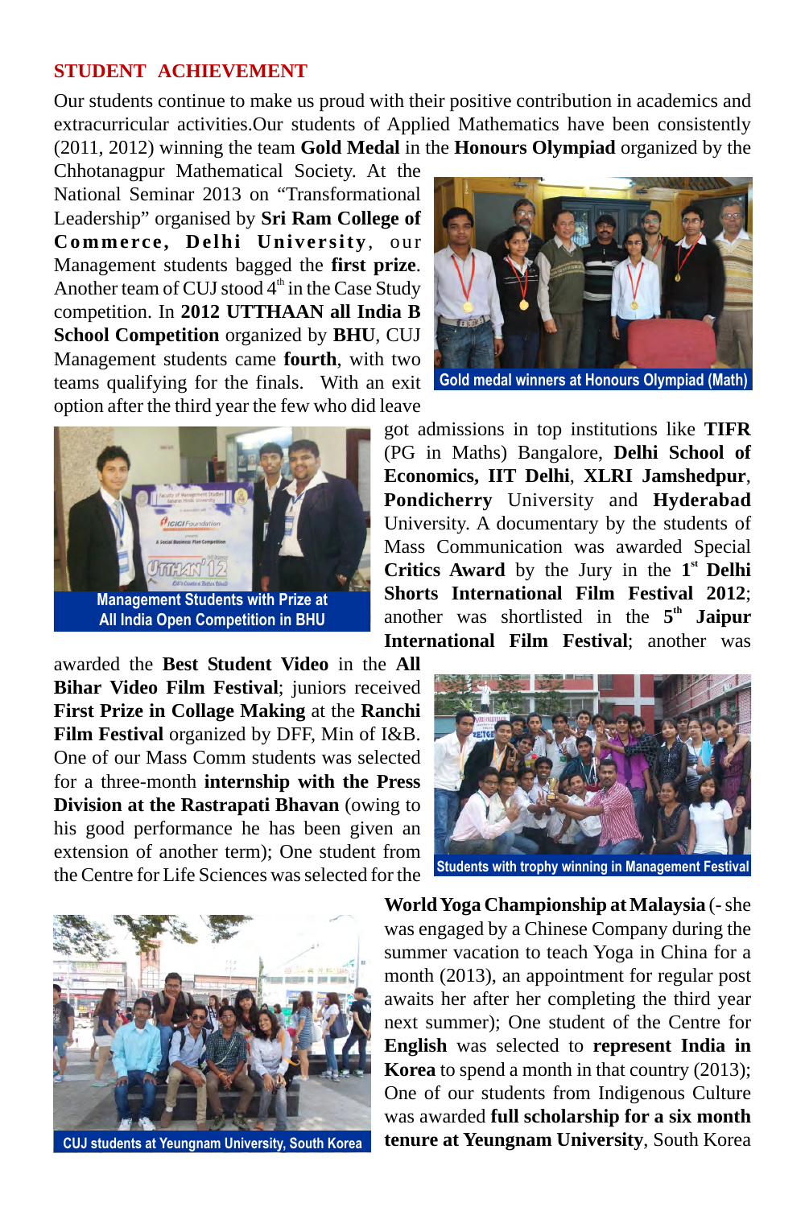## STUDENT ACHIEVEMENT

Our students continue to make us proud with their positive contribution in academics and extracurricular activities.Our students of Applied Mathematics have been consistently (2011, 2012) winning the team **Gold Medal** in the **Honours Olympiad** organized by the Chhotanagpur Mathematical Society. At the National Seminar 2013 on "Transformational Leadership" organised by **Sri Ram College of Commerce, Delhi University**, our Management students bagged the **first prize**. Another team of CUJ stood 4th in the Case Study competition. In **2012 UTTHAAN all India B School Competition** organized by **BHU**, CUJ Management students came **fourth**, with two teams qualifying for the finals. With an exit option after the third year the few who did leave got admissions in top institutions like **TIFR** (PG in Maths) Bangalore, **Delhi School of Economics, IIT Delhi**, **XLRI Jamshedpur**, **Pondicherry** University and **Hyderabad** University. A documentary by the students of Mass Communication was awarded Special **Critics Award** by the Jury in the **1st Delhi Shorts International Film Festival 2012**; another was shortlisted in the **5th Jaipur International Film Festival**; another was awarded the **Best Student Video** in the **All Bihar Video Film Festival**; juniors received **First Prize in Collage Making** at the **Ranchi Film Festival** organized by DFF, Min of I&B. One of our Mass Comm students was selected for a three-month **internship with the Press Division at the Rastrapati Bhavan** (owing to his good performance he has been given an extension of another term); One student from the Centre for Life Sciences was selected for the **World Yoga Championship at Malaysia** (- she was engaged by a Chinese Company during the summer vacation to teach Yoga in China for a month (2013), an appointment for regular post awaits her after her completing the third year next summer); One student of the Centre for **English** was selected to **represent India in Korea** to spend a month in that country (2013); One of our students from Indigenous Culture was awarded **full scholarship for a six month tenure at Yeungnam University**, South Korea

Gold medal winners at Honours Olympiad (Math)

Management Students with Prize at All India Open Competition in BHU

Students with trophy winning in Management Festival

CUJ students at Yeungnam University, South Korea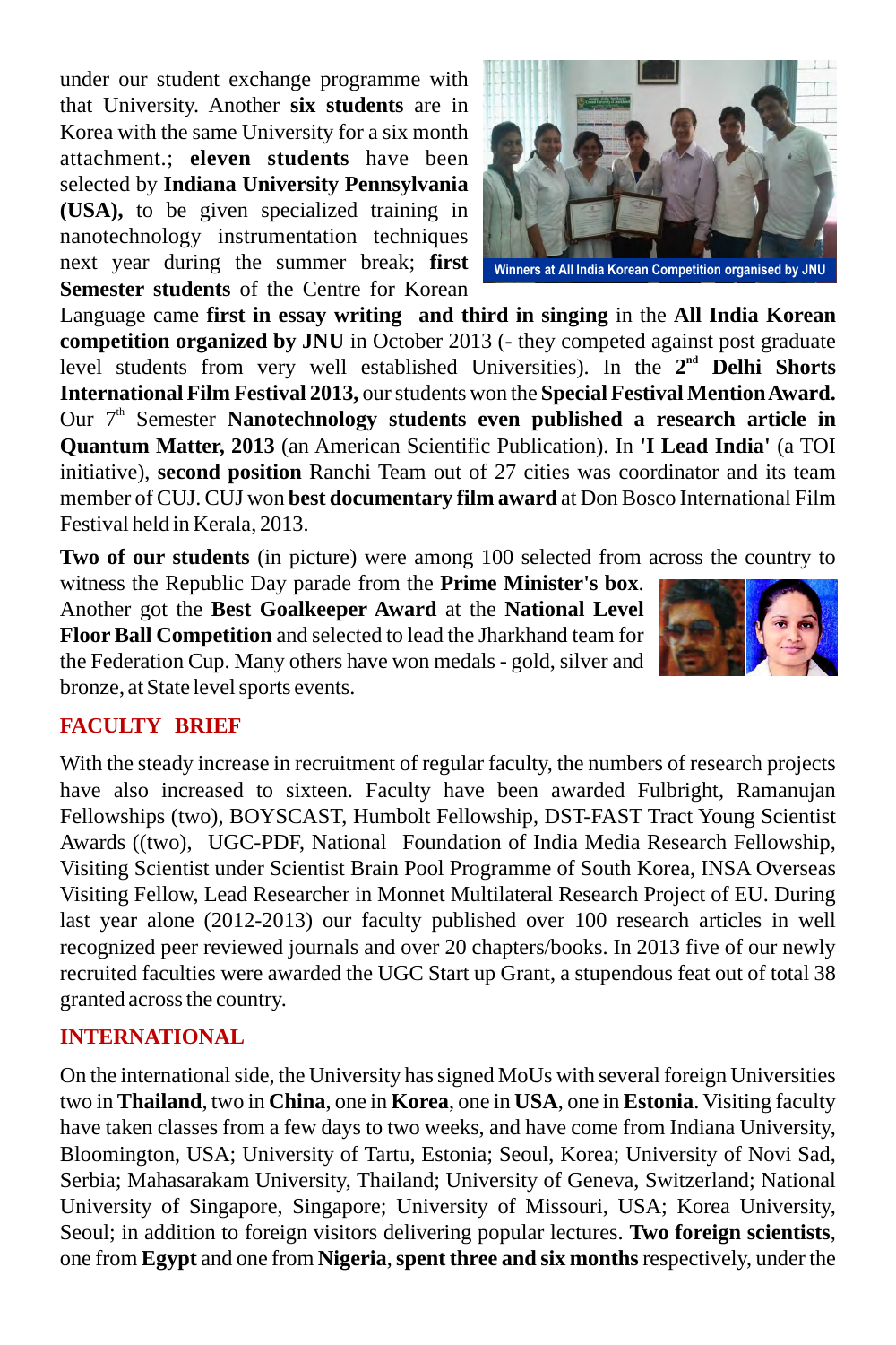under our student exchange programme with that University. Another **six students** are in Korea with the same University for a six month attachment.; **eleven students** have been selected by **Indiana University Pennsylvania (USA),** to be given specialized training in nanotechnology instrumentation techniques next year during the summer break; **first Semester students** of the Centre for Korean Language came **first in essay writing** and **third in singing** in the **All India Korean competition organized by JNU** in October 2013 (- they competed against post graduate level students from very well established Universities). In the **2nd Delhi Shorts International Film Festival 2013,** our students won the **Special Festival Mention Award.** Our 7th Semester **Nanotechnology students even published a research article in Quantum Matter, 2013** (an American Scientific Publication). In **'I Lead India'** (a TOI initiative), **second position** Ranchi Team out of 27 cities was coordinator and its team member of CUJ. CUJ won **best documentary film award** at Don Bosco International Film Festival held in Kerala, 2013.

Winners at All India Korean Competition organised by JNU

**Two of our students** (in picture) were among 100 selected from across the country to witness the Republic Day parade from the **Prime Minister's box**. Another got the **Best Goalkeeper Award** at the **National Level Floor Ball Competition** and selected to lead the Jharkhand team for the Federation Cup. Many others have won medals - gold, silver and bronze, at State level sports events.

## FACULTY BRIEF

With the steady increase in recruitment of regular faculty, the numbers of research projects have also increased to sixteen. Faculty have been awarded Fulbright, Ramanujan Fellowships (two), BOYSCAST, Humbolt Fellowship, DST-FAST Tract Young Scientist Awards ((two), UGC-PDF, National Foundation of India Media Research Fellowship, Visiting Scientist under Scientist Brain Pool Programme of South Korea, INSA Overseas Visiting Fellow, Lead Researcher in Monnet Multilateral Research Project of EU. During last year alone (2012-2013) our faculty published over 100 research articles in well recognized peer reviewed journals and over 20 chapters/books. In 2013 five of our newly recruited faculties were awarded the UGC Start up Grant, a stupendous feat out of total 38 granted across the country.

## INTERNATIONAL

On the international side, the University has signed MoUs with several foreign Universities two in **Thailand**, two in **China**, one in **Korea**, one in **USA**, one in **Estonia**. Visiting faculty have taken classes from a few days to two weeks, and have come from Indiana University, Bloomington, USA; University of Tartu, Estonia; Seoul, Korea; University of Novi Sad, Serbia; Mahasarakam University, Thailand; University of Geneva, Switzerland; National University of Singapore, Singapore; University of Missouri, USA; Korea University, Seoul; in addition to foreign visitors delivering popular lectures. **Two foreign scientists**, one from **Egypt** and one from **Nigeria**, **spent three and six months** respectively, under the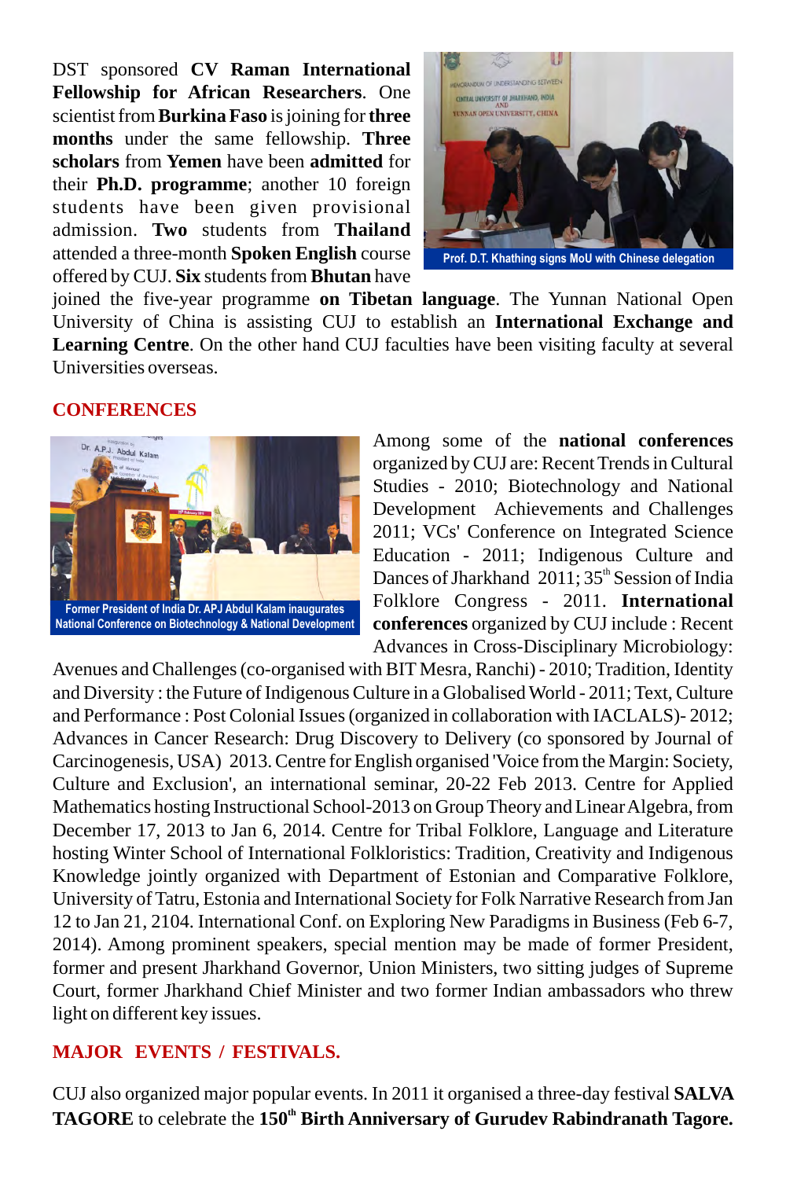DST sponsored **CV Raman International Fellowship for African Researchers**. One scientist from **Burkina Faso** is joining for **three months** under the same fellowship. **Three scholars** from **Yemen** have been **admitted** for their **Ph.D. programme**; another 10 foreign students have been given provisional admission. **Two** students from **Thailand** attended a three-month **Spoken English** course offered by CUJ. **Six** students from **Bhutan** have joined the five-year programme **on Tibetan language**. The Yunnan National Open University of China is assisting CUJ to establish an **International Exchange and Learning Centre**. On the other hand CUJ faculties have been visiting faculty at several Universities overseas.

Prof. D.T. Khathing signs MoU with Chinese delegation

## CONFERENCES

Former President of India Dr. APJ Abdul Kalam inaugurates National Conference on Biotechnology & National Development

Among some of the **national conferences** organized by CUJ are: Recent Trends in Cultural Studies - 2010; Biotechnology and National Development Achievements and Challenges 2011; VCs' Conference on Integrated Science Education - 2011; Indigenous Culture and Dances of Jharkhand 2011; 35th Session of India Folklore Congress - 2011. **International conferences** organized by CUJ include : Recent Advances in Cross-Disciplinary Microbiology: Avenues and Challenges (co-organised with BIT Mesra, Ranchi) - 2010; Tradition, Identity and Diversity : the Future of Indigenous Culture in a Globalised World - 2011; Text, Culture and Performance : Post Colonial Issues (organized in collaboration with IACLALS)- 2012; Advances in Cancer Research: Drug Discovery to Delivery (co sponsored by Journal of Carcinogenesis, USA) 2013. Centre for English organised 'Voice from the Margin: Society, Culture and Exclusion', an international seminar, 20-22 Feb 2013. Centre for Applied Mathematics hosting Instructional School-2013 on Group Theory and Linear Algebra, from December 17, 2013 to Jan 6, 2014. Centre for Tribal Folklore, Language and Literature hosting Winter School of International Folkloristics: Tradition, Creativity and Indigenous Knowledge jointly organized with Department of Estonian and Comparative Folklore, University of Tatru, Estonia and International Society for Folk Narrative Research from Jan 12 to Jan 21, 2104. International Conf. on Exploring New Paradigms in Business (Feb 6-7, 2014). Among prominent speakers, special mention may be made of former President, former and present Jharkhand Governor, Union Ministers, two sitting judges of Supreme Court, former Jharkhand Chief Minister and two former Indian ambassadors who threw light on different key issues.

## MAJOR EVENTS / FESTIVALS.

CUJ also organized major popular events. In 2011 it organised a three-day festival **SALVA TAGORE** to celebrate the **150th Birth Anniversary of Gurudev Rabindranath Tagore.**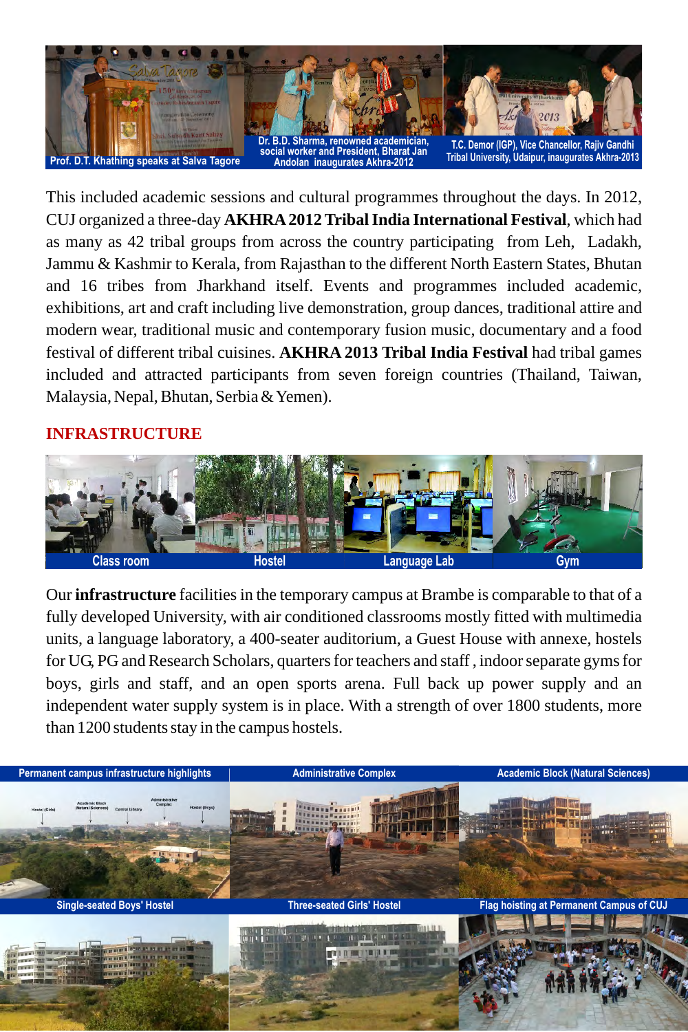Prof. D.T. Khathing speaks at Salva Tagore

Dr. B.D. Sharma, renowned academician, social worker and President, Bharat Jan Andolan inaugurates Akhra-2012

T.C. Demor (IGP), Vice Chancellor, Rajiv Gandhi Tribal University, Udaipur, inaugurates Akhra-2013

This included academic sessions and cultural programmes throughout the days. In 2012, CUJ organized a three-day **AKHRA 2012 Tribal India International Festival**, which had as many as 42 tribal groups from across the country participating from Leh, Ladakh, Jammu & Kashmir to Kerala, from Rajasthan to the different North Eastern States, Bhutan and 16 tribes from Jharkhand itself. Events and programmes included academic, exhibitions, art and craft including live demonstration, group dances, traditional attire and modern wear, traditional music and contemporary fusion music, documentary and a food festival of different tribal cuisines. **AKHRA 2013 Tribal India Festival** had tribal games included and attracted participants from seven foreign countries (Thailand, Taiwan, Malaysia, Nepal, Bhutan, Serbia & Yemen).

## INFRASTRUCTURE

Class room | Hostel | Language Lab | Gym

Our **infrastructure** facilities in the temporary campus at Brambe is comparable to that of a fully developed University, with air conditioned classrooms mostly fitted with multimedia units, a language laboratory, a 400-seater auditorium, a Guest House with annexe, hostels for UG, PG and Research Scholars, quarters for teachers and staff , indoor separate gyms for boys, girls and staff, and an open sports arena. Full back up power supply and an independent water supply system is in place. With a strength of over 1800 students, more than 1200 students stay in the campus hostels.

Permanent campus infrastructure highlights | Administrative Complex | Academic Block (Natural Sciences)

Single-seated Boys' Hostel | Three-seated Girls' Hostel | Flag hoisting at Permanent Campus of CUJ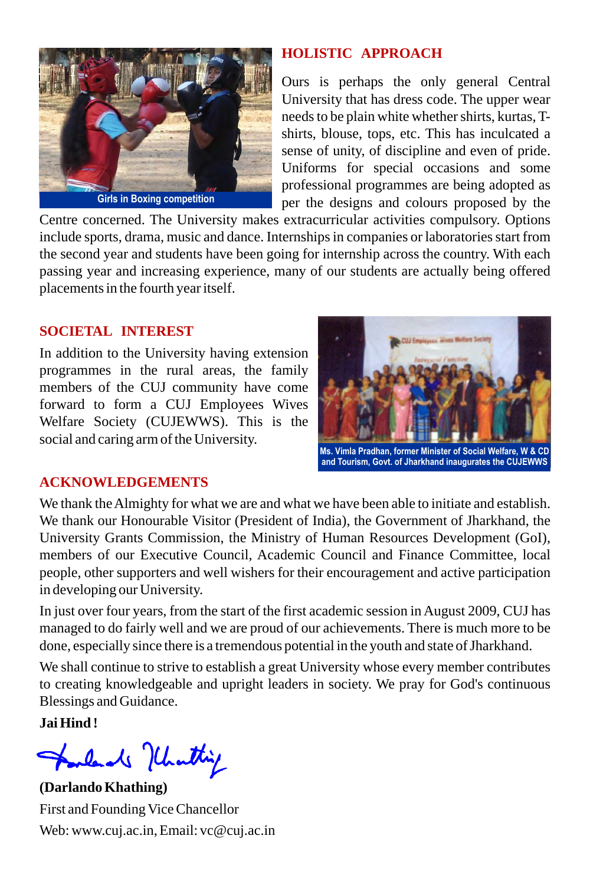Girls in Boxing competition

## HOLISTIC APPROACH

Ours is perhaps the only general Central University that has dress code. The upper wear needs to be plain white whether shirts, kurtas, T-shirts, blouse, tops, etc. This has inculcated a sense of unity, of discipline and even of pride. Uniforms for special occasions and some professional programmes are being adopted as per the designs and colours proposed by the Centre concerned. The University makes extracurricular activities compulsory. Options include sports, drama, music and dance. Internships in companies or laboratories start from the second year and students have been going for internship across the country. With each passing year and increasing experience, many of our students are actually being offered placements in the fourth year itself.

## SOCIETAL INTEREST

In addition to the University having extension programmes in the rural areas, the family members of the CUJ community have come forward to form a CUJ Employees Wives Welfare Society (CUJEWWS). This is the social and caring arm of the University.

Ms. Vimla Pradhan, former Minister of Social Welfare, W & CD and Tourism, Govt. of Jharkhand inaugurates the CUJEWWS

## ACKNOWLEDGEMENTS

We thank the Almighty for what we are and what we have been able to initiate and establish. We thank our Honourable Visitor (President of India), the Government of Jharkhand, the University Grants Commission, the Ministry of Human Resources Development (GoI), members of our Executive Council, Academic Council and Finance Committee, local people, other supporters and well wishers for their encouragement and active participation in developing our University.

In just over four years, from the start of the first academic session in August 2009, CUJ has managed to do fairly well and we are proud of our achievements. There is much more to be done, especially since there is a tremendous potential in the youth and state of Jharkhand.

We shall continue to strive to establish a great University whose every member contributes to creating knowledgeable and upright leaders in society. We pray for God's continuous Blessings and Guidance.

**Jai Hind !**

**(Darlando Khathing)**
First and Founding Vice Chancellor
Web: www.cuj.ac.in, Email: vc@cuj.ac.in